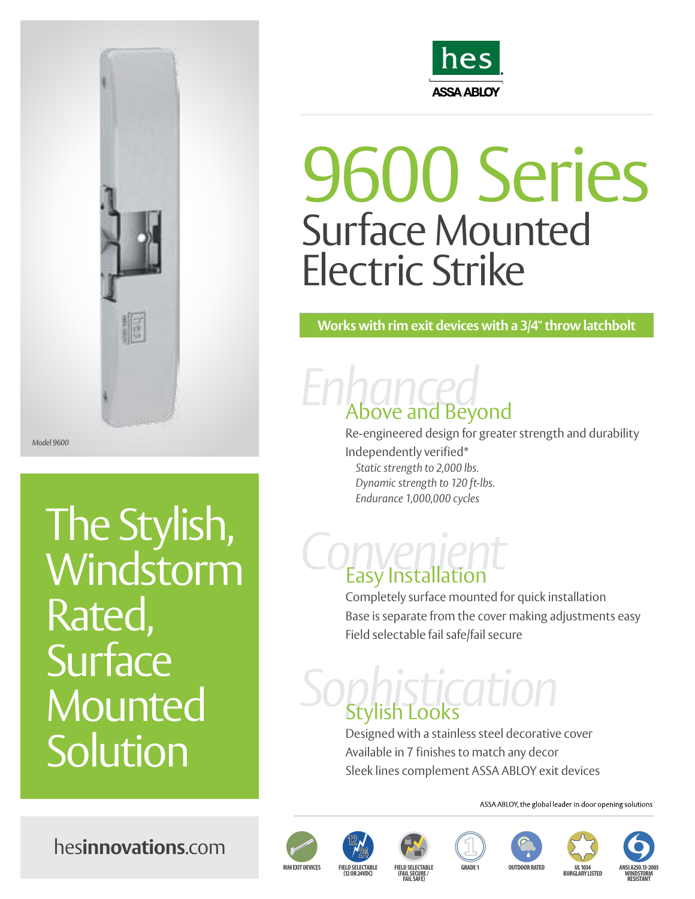hes

ASSA ABLOY

Model 9600

# 9600 Series

## Surface Mounted Electric Strike

**Works with rim exit devices with a 3/4" throw latchbolt**

## The Stylish, Windstorm Rated, Surface Mounted Solution

### Enhanced
### Above and Beyond

Re-engineered design for greater strength and durability

Independently verified*

*Static strength to 2,000 lbs.*
*Dynamic strength to 120 ft-lbs.*
*Endurance 1,000,000 cycles*

### Convenient
### Easy Installation

Completely surface mounted for quick installation

Base is separate from the cover making adjustments easy

Field selectable fail safe/fail secure

### Sophistication
### Stylish Looks

Designed with a stainless steel decorative cover

Available in 7 finishes to match any decor

Sleek lines complement ASSA ABLOY exit devices

ASSA ABLOY, the global leader in door opening solutions

hes**innovations**.com

RIM EXIT DEVICES | FIELD SELECTABLE (12 OR 24VDC) | FIELD SELECTABLE (FAIL SECURE / FAIL SAFE) | GRADE 1 | OUTDOOR RATED | UL 1034 BURGLARY LISTED | ANSI A250.13-2003 WINDSTORM RESISTANT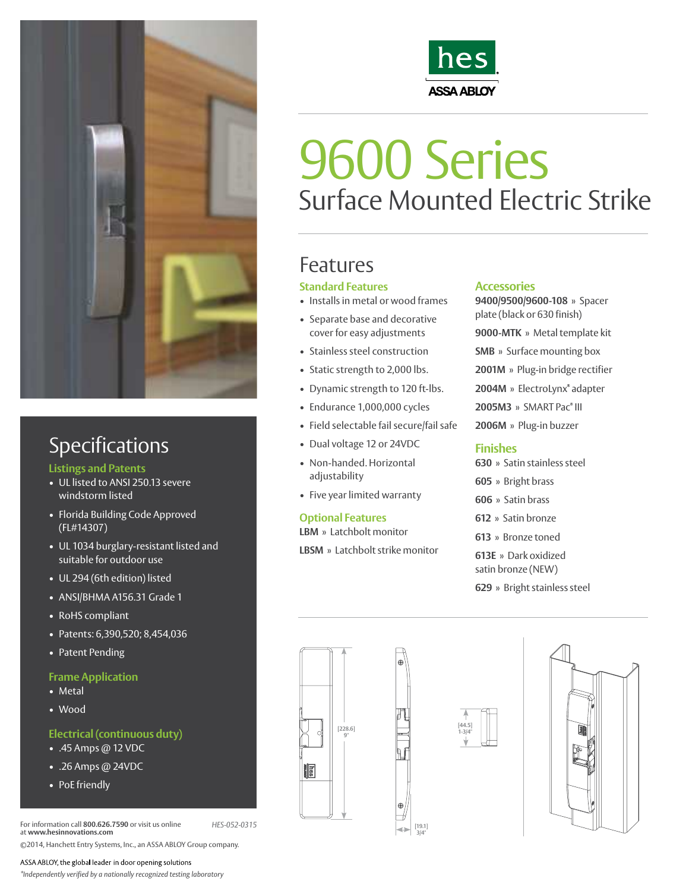hes
ASSA ABLOY

# 9600 Series

## Surface Mounted Electric Strike

## Features

### Standard Features

- Installs in metal or wood frames
- Separate base and decorative cover for easy adjustments
- Stainless steel construction
- Static strength to 2,000 lbs.
- Dynamic strength to 120 ft-lbs.
- Endurance 1,000,000 cycles
- Field selectable fail secure/fail safe
- Dual voltage 12 or 24VDC
- Non-handed. Horizontal adjustability
- Five year limited warranty

### Optional Features

**LBM** » Latchbolt monitor

**LBSM** » Latchbolt strike monitor

### Accessories

**9400/9500/9600-108** » Spacer plate (black or 630 finish)

**9000-MTK** » Metal template kit

**SMB** » Surface mounting box

**2001M** » Plug-in bridge rectifier

**2004M** » ElectroLynx® adapter

**2005M3** » SMART Pac® III

**2006M** » Plug-in buzzer

### Finishes

**630** » Satin stainless steel

**605** » Bright brass

**606** » Satin brass

**612** » Satin bronze

**613** » Bronze toned

**613E** » Dark oxidized satin bronze (NEW)

**629** » Bright stainless steel

## Specifications

### Listings and Patents

- UL listed to ANSI 250.13 severe windstorm listed
- Florida Building Code Approved (FL#14307)
- UL 1034 burglary-resistant listed and suitable for outdoor use
- UL 294 (6th edition) listed
- ANSI/BHMA A156.31 Grade 1
- RoHS compliant
- Patents: 6,390,520; 8,454,036
- Patent Pending

### Frame Application

- Metal
- Wood

### Electrical (continuous duty)

- .45 Amps @ 12 VDC
- .26 Amps @ 24VDC
- PoE friendly

[228.6]
9"

[19.1]
3/4"

[44.5]
1-3/4"

For information call **800.626.7590** or visit us online at **www.hesinnovations.com**

*HES-052-0315*

©2014, Hanchett Entry Systems, Inc., an ASSA ABLOY Group company.

ASSA ABLOY, the global leader in door opening solutions

*\*Independently verified by a nationally recognized testing laboratory*